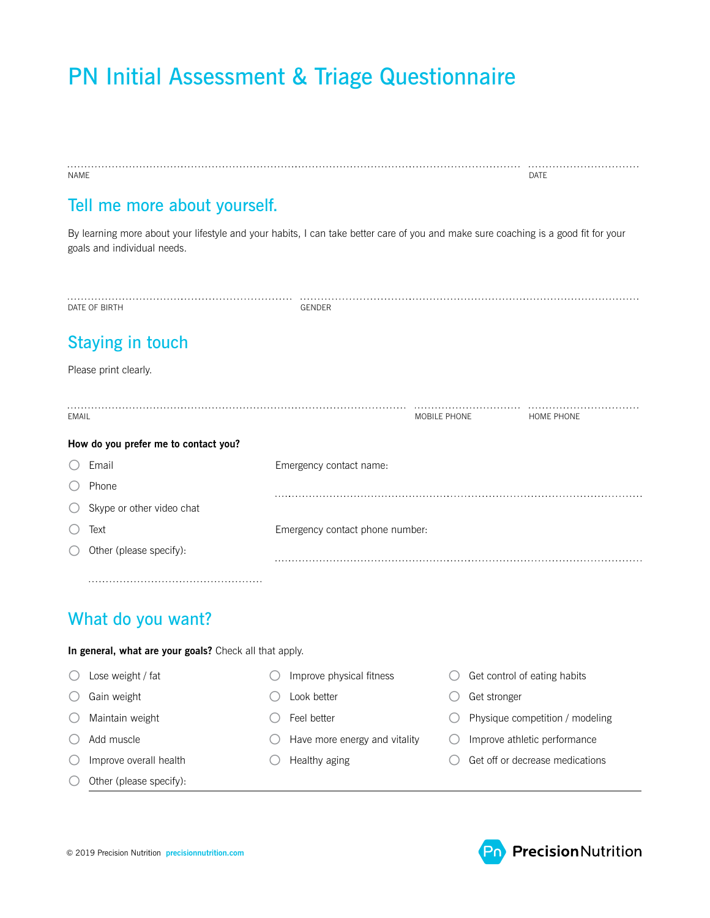# PN Initial Assessment & Triage Questionnaire

NAME ........................................ DATE ....................

## Tell me more about yourself.

By learning more about your lifestyle and your habits, I can take better care of you and make sure coaching is a good fit for your goals and individual needs.

DATE OF BIRTH ........................................ GENDER ........................................

## Staying in touch

Please print clearly.

EMAIL ........................................ MOBILE PHONE .................... HOME PHONE ....................

**How do you prefer me to contact you?**

- ○ Email
- ○ Phone
- ○ Skype or other video chat
- ○ Text
- ○ Other (please specify): ........................................

Emergency contact name: ........................................

Emergency contact phone number: ........................................

## What do you want?

**In general, what are your goals?** Check all that apply.

- ○ Lose weight / fat
- ○ Gain weight
- ○ Maintain weight
- ○ Add muscle
- ○ Improve overall health
- ○ Improve physical fitness
- ○ Look better
- ○ Feel better
- ○ Have more energy and vitality
- ○ Healthy aging
- ○ Get control of eating habits
- ○ Get stronger
- ○ Physique competition / modeling
- ○ Improve athletic performance
- ○ Get off or decrease medications
- ○ Other (please specify): ________________________________________

© 2019 Precision Nutrition precisionnutrition.com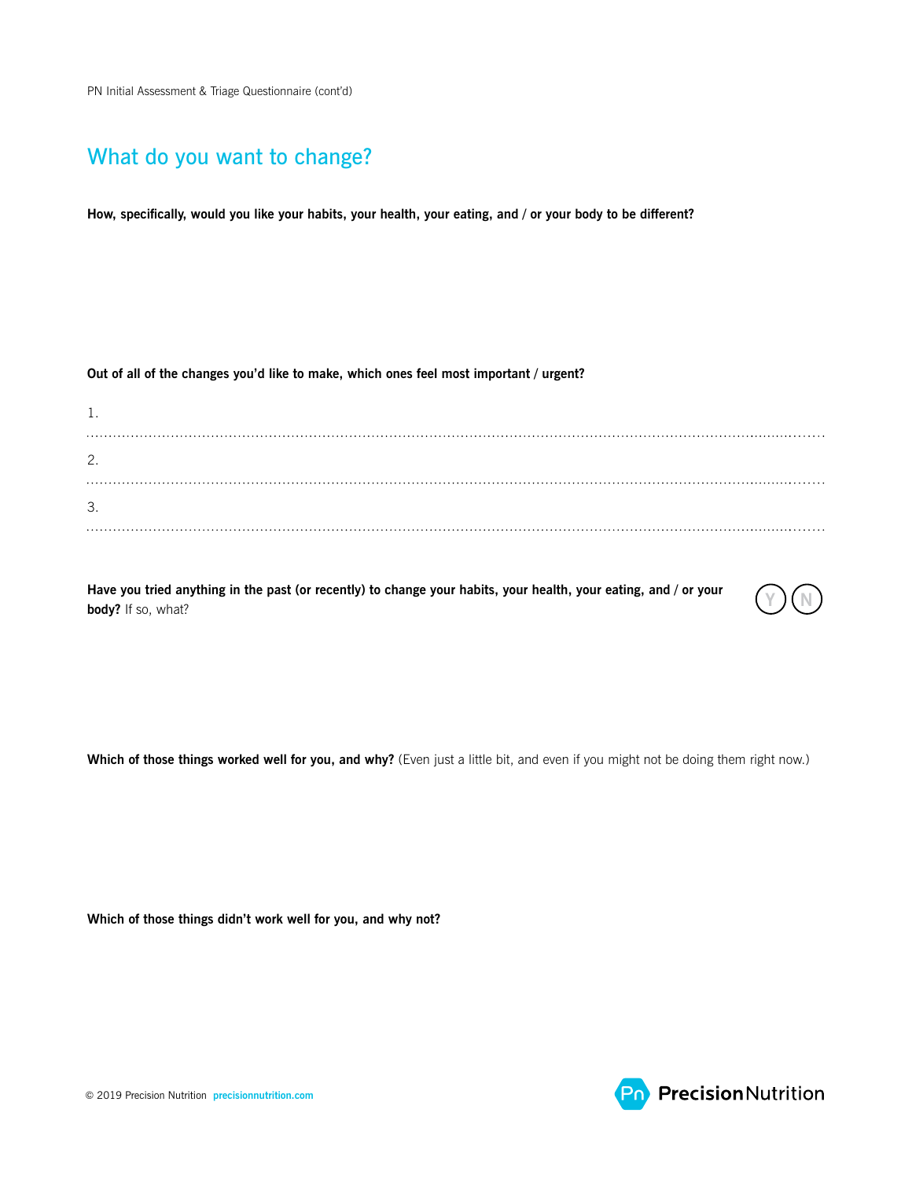# What do you want to change?

**How, specifically, would you like your habits, your health, your eating, and / or your body to be different?**

**Out of all of the changes you'd like to make, which ones feel most important / urgent?**

1.
2.
3.

**Have you tried anything in the past (or recently) to change your habits, your health, your eating, and / or your body?** If so, what?

Y N

**Which of those things worked well for you, and why?** (Even just a little bit, and even if you might not be doing them right now.)

**Which of those things didn't work well for you, and why not?**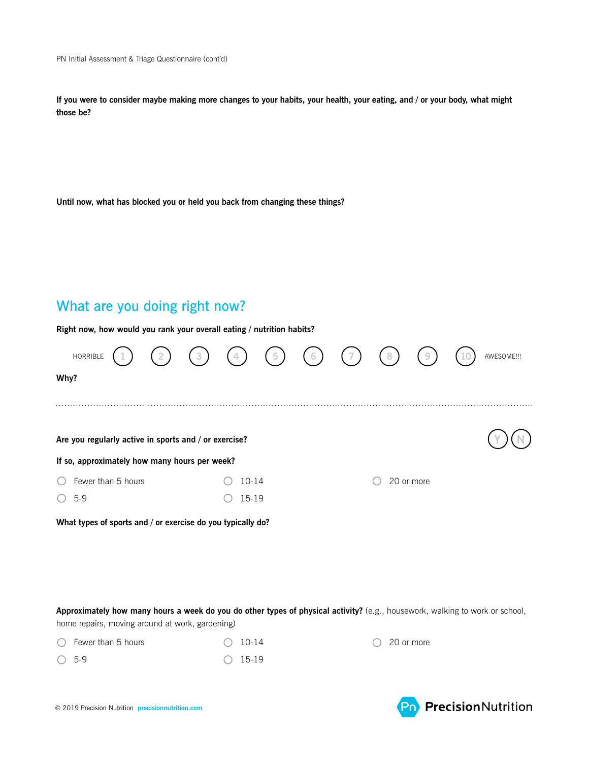**If you were to consider maybe making more changes to your habits, your health, your eating, and / or your body, what might those be?**

**Until now, what has blocked you or held you back from changing these things?**

## What are you doing right now?

**Right now, how would you rank your overall eating / nutrition habits?**

HORRIBLE (1) (2) (3) (4) (5) (6) (7) (8) (9) (10) AWESOME!!!

**Why?**

---

**Are you regularly active in sports and / or exercise?** (Y) (N)

**If so, approximately how many hours per week?**

- ○ Fewer than 5 hours
- ○ 5-9
- ○ 10-14
- ○ 15-19
- ○ 20 or more

**What types of sports and / or exercise do you typically do?**

**Approximately how many hours a week do you do other types of physical activity?** (e.g., housework, walking to work or school, home repairs, moving around at work, gardening)

- ○ Fewer than 5 hours
- ○ 5-9
- ○ 10-14
- ○ 15-19
- ○ 20 or more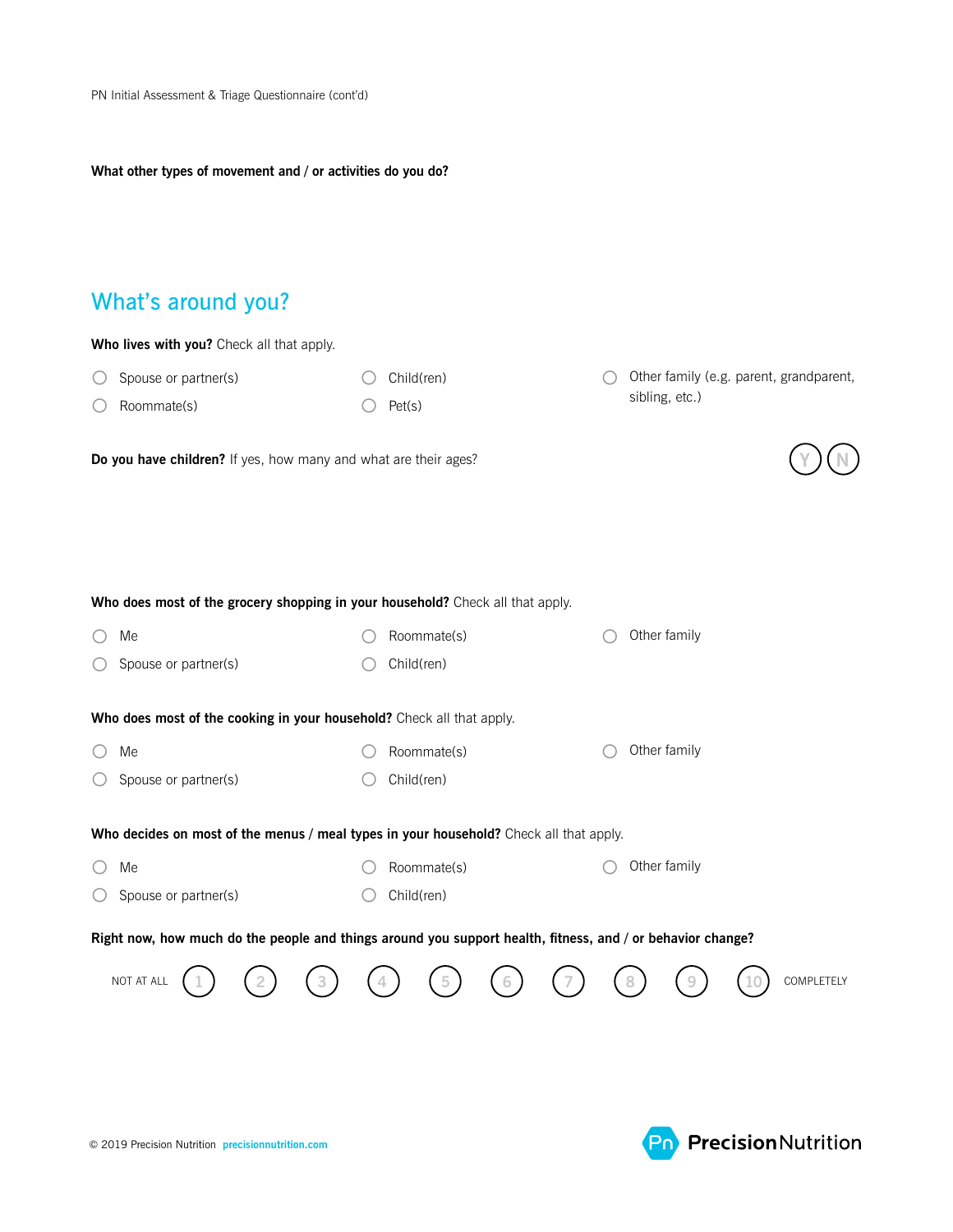**What other types of movement and / or activities do you do?**

## What's around you?

**Who lives with you?** Check all that apply.

- ○ Spouse or partner(s)
- ○ Roommate(s)
- ○ Child(ren)
- ○ Pet(s)
- ○ Other family (e.g. parent, grandparent, sibling, etc.)

**Do you have children?** If yes, how many and what are their ages? Y N

**Who does most of the grocery shopping in your household?** Check all that apply.

- ○ Me
- ○ Spouse or partner(s)
- ○ Roommate(s)
- ○ Child(ren)
- ○ Other family

**Who does most of the cooking in your household?** Check all that apply.

- ○ Me
- ○ Spouse or partner(s)
- ○ Roommate(s)
- ○ Child(ren)
- ○ Other family

**Who decides on most of the menus / meal types in your household?** Check all that apply.

- ○ Me
- ○ Spouse or partner(s)
- ○ Roommate(s)
- ○ Child(ren)
- ○ Other family

**Right now, how much do the people and things around you support health, fitness, and / or behavior change?**

NOT AT ALL 1 2 3 4 5 6 7 8 9 10 COMPLETELY

© 2019 Precision Nutrition precisionnutrition.com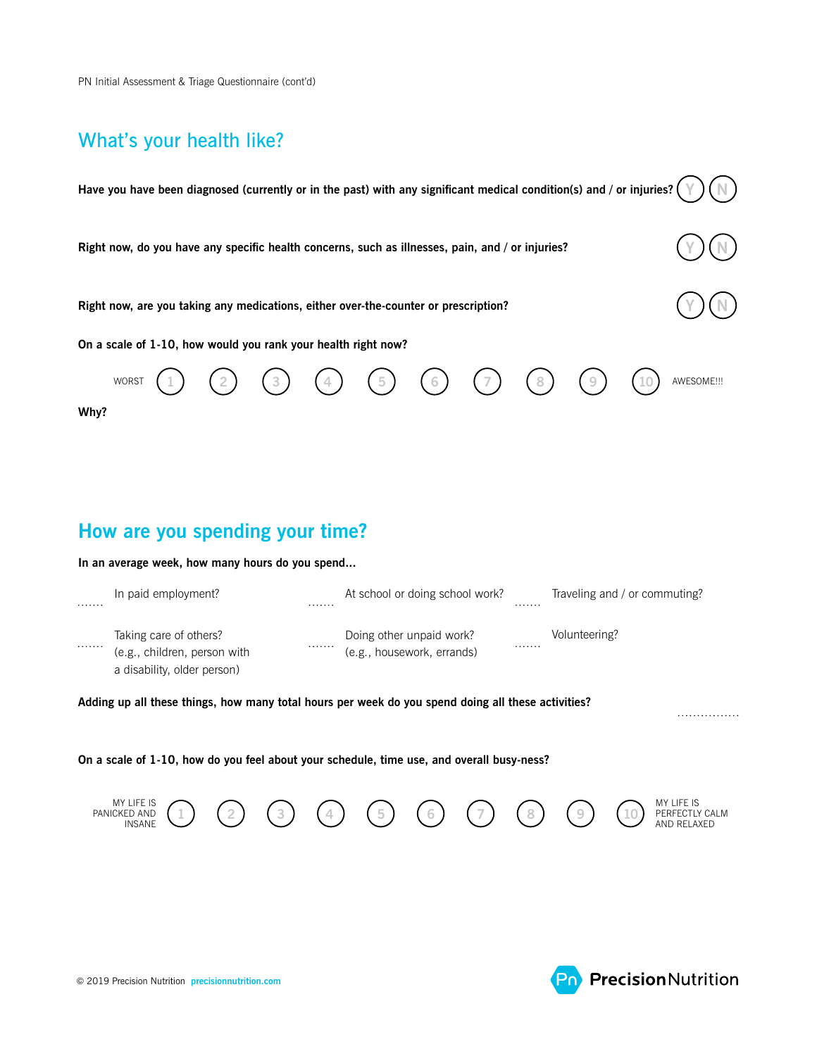## What's your health like?

**Have you have been diagnosed (currently or in the past) with any significant medical condition(s) and / or injuries?** Y N

**Right now, do you have any specific health concerns, such as illnesses, pain, and / or injuries?** Y N

**Right now, are you taking any medications, either over-the-counter or prescription?** Y N

**On a scale of 1-10, how would you rank your health right now?**

WORST 1 2 3 4 5 6 7 8 9 10 AWESOME!!!

**Why?**

## How are you spending your time?

**In an average week, how many hours do you spend...**

....... In paid employment?

....... At school or doing school work?

....... Traveling and / or commuting?

....... Taking care of others? (e.g., children, person with a disability, older person)

....... Doing other unpaid work? (e.g., housework, errands)

....... Volunteering?

**Adding up all these things, how many total hours per week do you spend doing all these activities?** ................

**On a scale of 1-10, how do you feel about your schedule, time use, and overall busy-ness?**

MY LIFE IS PANICKED AND INSANE 1 2 3 4 5 6 7 8 9 10 MY LIFE IS PERFECTLY CALM AND RELAXED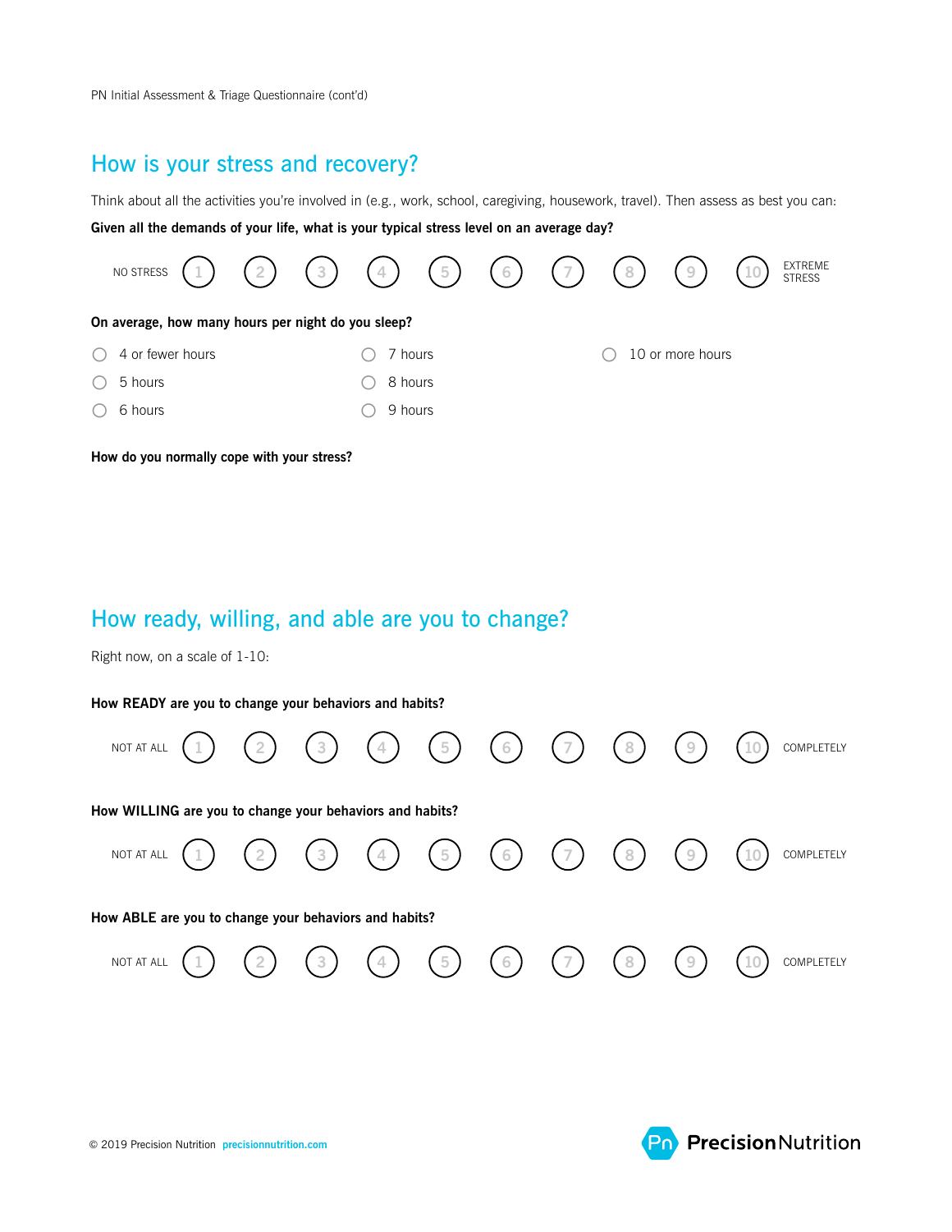## How is your stress and recovery?

Think about all the activities you're involved in (e.g., work, school, caregiving, housework, travel). Then assess as best you can:

**Given all the demands of your life, what is your typical stress level on an average day?**

NO STRESS (1) (2) (3) (4) (5) (6) (7) (8) (9) (10) EXTREME STRESS

**On average, how many hours per night do you sleep?**

- ○ 4 or fewer hours
- ○ 5 hours
- ○ 6 hours
- ○ 7 hours
- ○ 8 hours
- ○ 9 hours
- ○ 10 or more hours

**How do you normally cope with your stress?**

## How ready, willing, and able are you to change?

Right now, on a scale of 1-10:

**How READY are you to change your behaviors and habits?**

NOT AT ALL (1) (2) (3) (4) (5) (6) (7) (8) (9) (10) COMPLETELY

**How WILLING are you to change your behaviors and habits?**

NOT AT ALL (1) (2) (3) (4) (5) (6) (7) (8) (9) (10) COMPLETELY

**How ABLE are you to change your behaviors and habits?**

NOT AT ALL (1) (2) (3) (4) (5) (6) (7) (8) (9) (10) COMPLETELY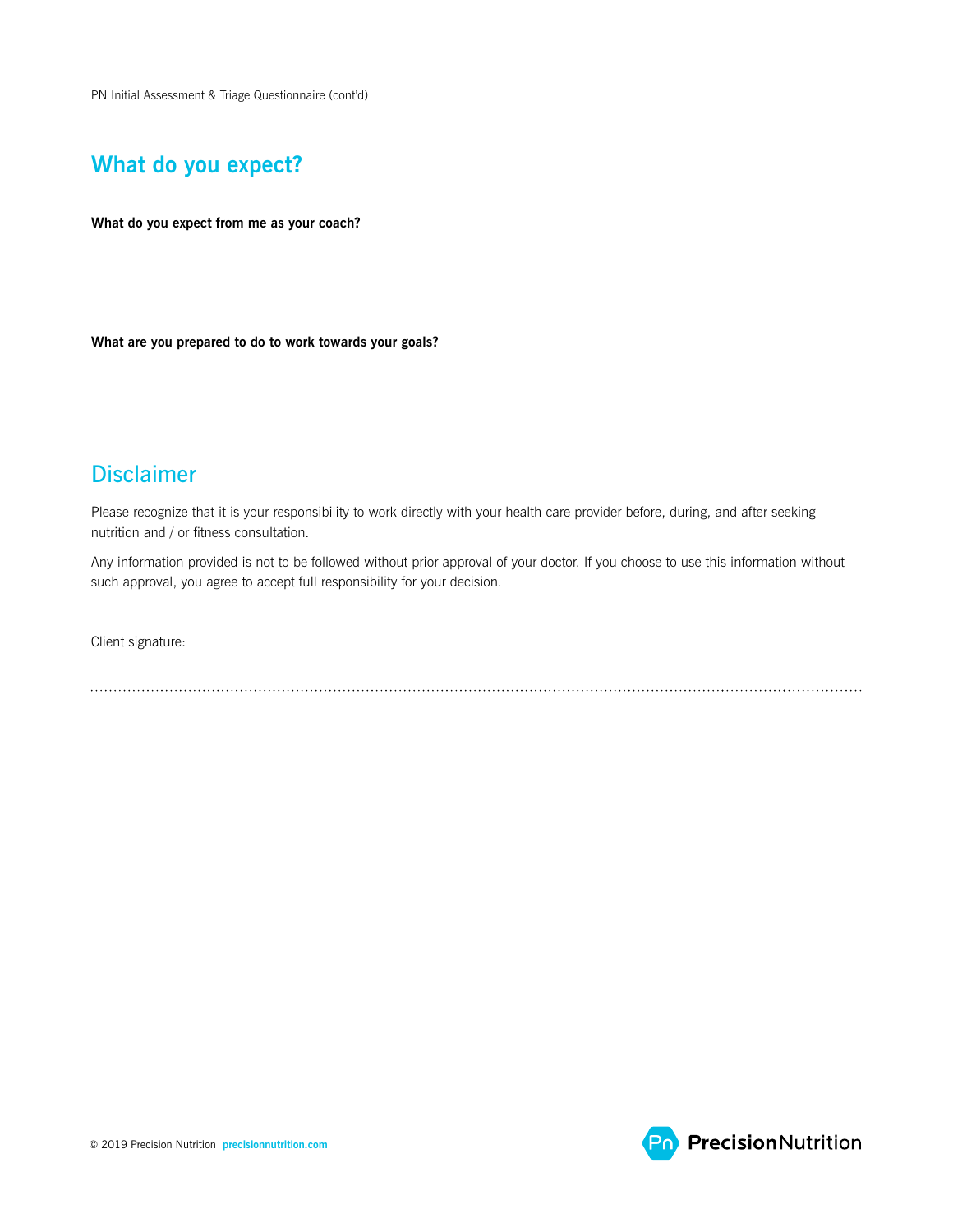## What do you expect?

**What do you expect from me as your coach?**

**What are you prepared to do to work towards your goals?**

## Disclaimer

Please recognize that it is your responsibility to work directly with your health care provider before, during, and after seeking nutrition and / or fitness consultation.

Any information provided is not to be followed without prior approval of your doctor. If you choose to use this information without such approval, you agree to accept full responsibility for your decision.

Client signature:

.......................................................................................................................................................................................